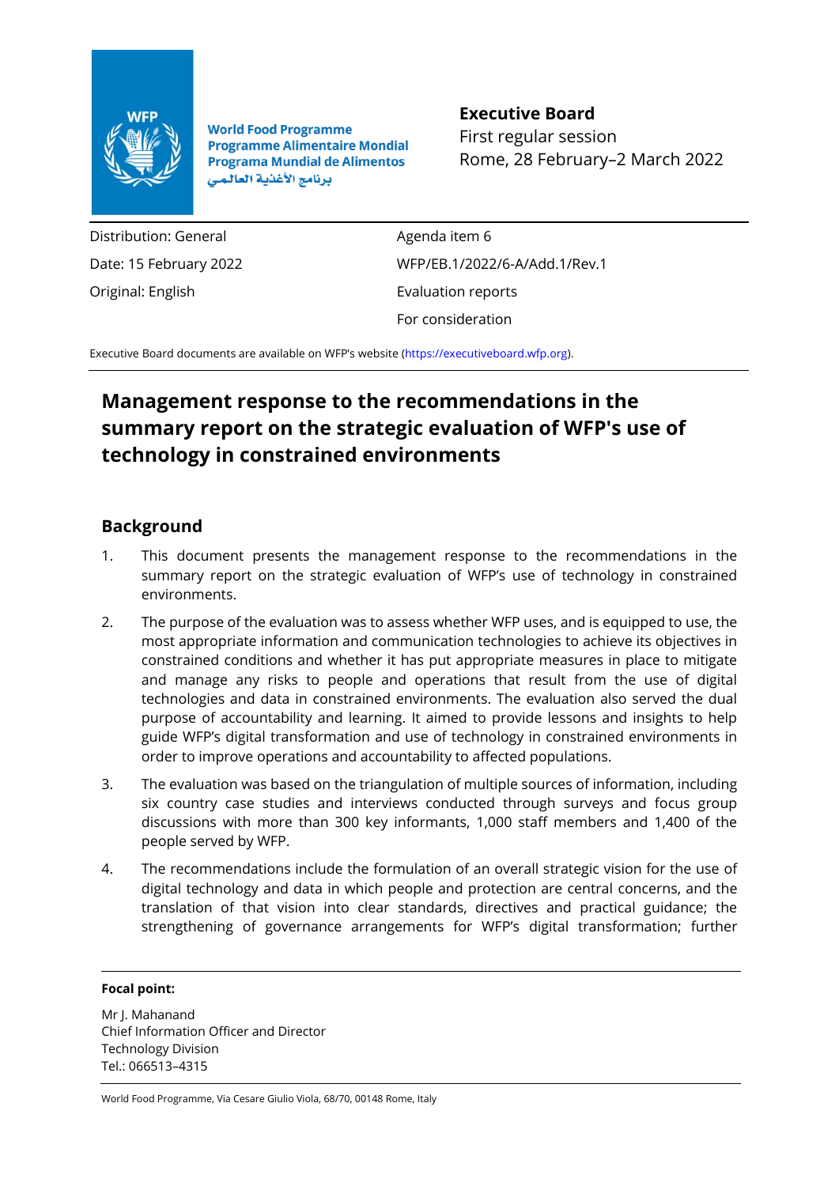World Food Programme
Programme Alimentaire Mondial
Programa Mundial de Alimentos
برنامج الأغذية العالمي

**Executive Board**
First regular session
Rome, 28 February–2 March 2022

| | |
|---|---|
| Distribution: General | Agenda item 6 |
| Date: 15 February 2022 | WFP/EB.1/2022/6-A/Add.1/Rev.1 |
| Original: English | Evaluation reports |
| | For consideration |

Executive Board documents are available on WFP's website (https://executiveboard.wfp.org).

# Management response to the recommendations in the summary report on the strategic evaluation of WFP's use of technology in constrained environments

## Background

1. This document presents the management response to the recommendations in the summary report on the strategic evaluation of WFP's use of technology in constrained environments.

2. The purpose of the evaluation was to assess whether WFP uses, and is equipped to use, the most appropriate information and communication technologies to achieve its objectives in constrained conditions and whether it has put appropriate measures in place to mitigate and manage any risks to people and operations that result from the use of digital technologies and data in constrained environments. The evaluation also served the dual purpose of accountability and learning. It aimed to provide lessons and insights to help guide WFP's digital transformation and use of technology in constrained environments in order to improve operations and accountability to affected populations.

3. The evaluation was based on the triangulation of multiple sources of information, including six country case studies and interviews conducted through surveys and focus group discussions with more than 300 key informants, 1,000 staff members and 1,400 of the people served by WFP.

4. The recommendations include the formulation of an overall strategic vision for the use of digital technology and data in which people and protection are central concerns, and the translation of that vision into clear standards, directives and practical guidance; the strengthening of governance arrangements for WFP's digital transformation; further

**Focal point:**

Mr J. Mahanand
Chief Information Officer and Director
Technology Division
Tel.: 066513-4315

World Food Programme, Via Cesare Giulio Viola, 68/70, 00148 Rome, Italy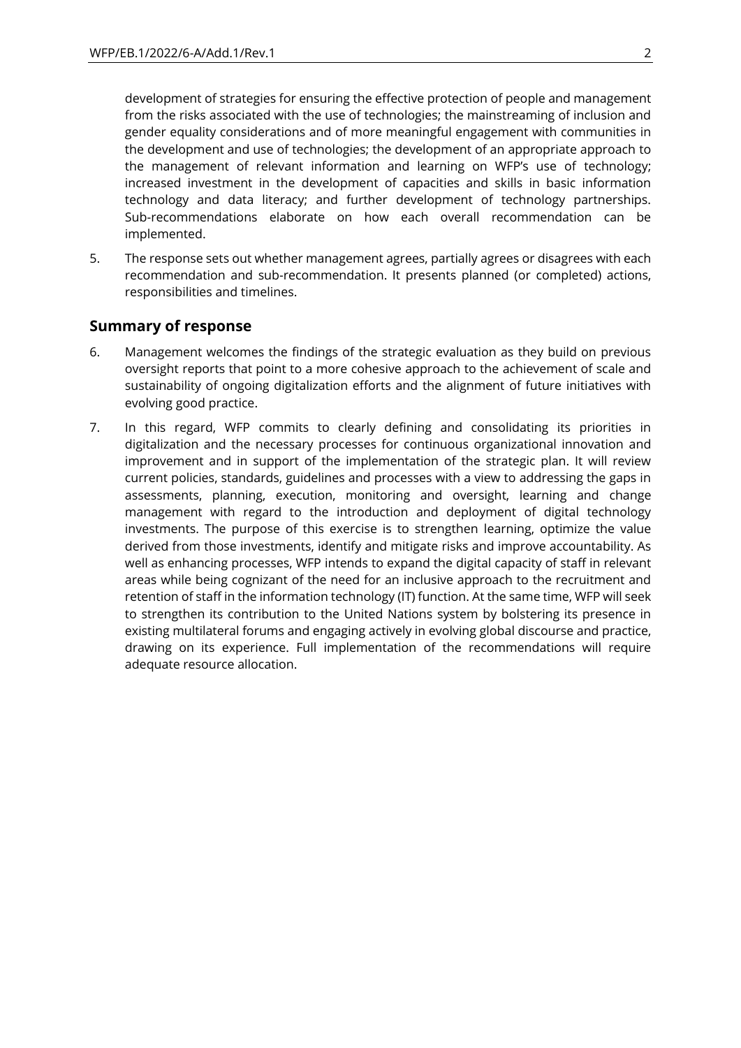development of strategies for ensuring the effective protection of people and management from the risks associated with the use of technologies; the mainstreaming of inclusion and gender equality considerations and of more meaningful engagement with communities in the development and use of technologies; the development of an appropriate approach to the management of relevant information and learning on WFP's use of technology; increased investment in the development of capacities and skills in basic information technology and data literacy; and further development of technology partnerships. Sub-recommendations elaborate on how each overall recommendation can be implemented.

5. The response sets out whether management agrees, partially agrees or disagrees with each recommendation and sub-recommendation. It presents planned (or completed) actions, responsibilities and timelines.

## Summary of response

6. Management welcomes the findings of the strategic evaluation as they build on previous oversight reports that point to a more cohesive approach to the achievement of scale and sustainability of ongoing digitalization efforts and the alignment of future initiatives with evolving good practice.

7. In this regard, WFP commits to clearly defining and consolidating its priorities in digitalization and the necessary processes for continuous organizational innovation and improvement and in support of the implementation of the strategic plan. It will review current policies, standards, guidelines and processes with a view to addressing the gaps in assessments, planning, execution, monitoring and oversight, learning and change management with regard to the introduction and deployment of digital technology investments. The purpose of this exercise is to strengthen learning, optimize the value derived from those investments, identify and mitigate risks and improve accountability. As well as enhancing processes, WFP intends to expand the digital capacity of staff in relevant areas while being cognizant of the need for an inclusive approach to the recruitment and retention of staff in the information technology (IT) function. At the same time, WFP will seek to strengthen its contribution to the United Nations system by bolstering its presence in existing multilateral forums and engaging actively in evolving global discourse and practice, drawing on its experience. Full implementation of the recommendations will require adequate resource allocation.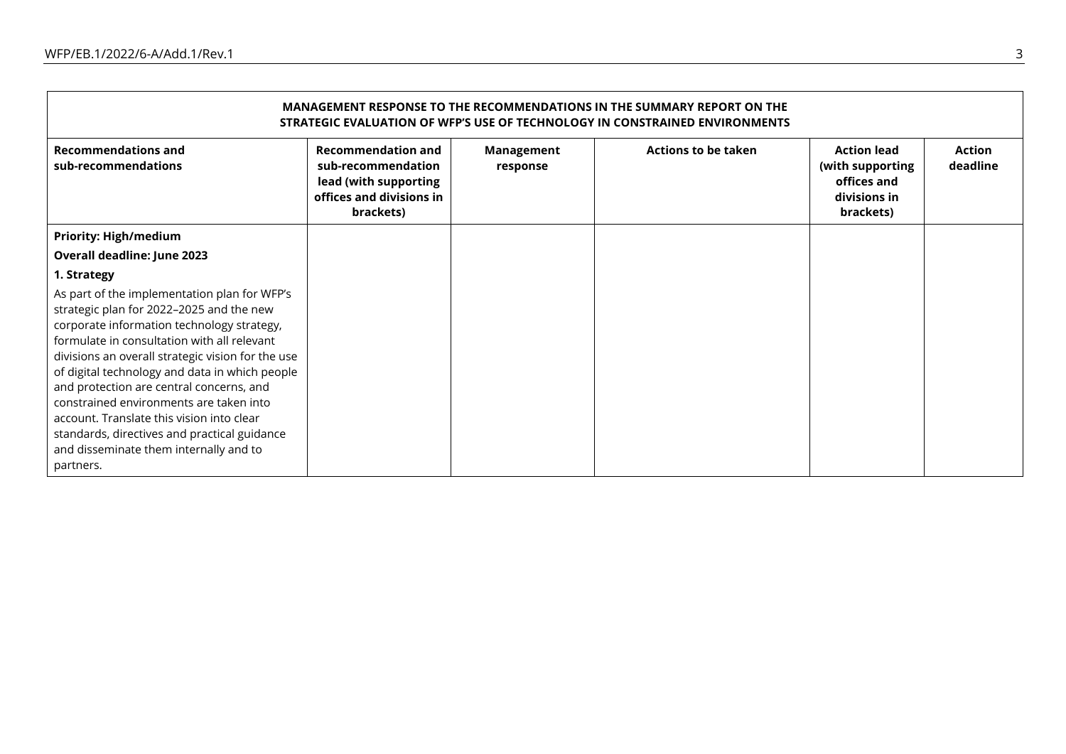| MANAGEMENT RESPONSE TO THE RECOMMENDATIONS IN THE SUMMARY REPORT ON THE STRATEGIC EVALUATION OF WFP'S USE OF TECHNOLOGY IN CONSTRAINED ENVIRONMENTS | | | | | |
|---|---|---|---|---|---|
| **Recommendations and sub-recommendations** | **Recommendation and sub-recommendation lead (with supporting offices and divisions in brackets)** | **Management response** | **Actions to be taken** | **Action lead (with supporting offices and divisions in brackets)** | **Action deadline** |
| **Priority: High/medium**<br>**Overall deadline: June 2023**<br>**1. Strategy**<br>As part of the implementation plan for WFP's strategic plan for 2022–2025 and the new corporate information technology strategy, formulate in consultation with all relevant divisions an overall strategic vision for the use of digital technology and data in which people and protection are central concerns, and constrained environments are taken into account. Translate this vision into clear standards, directives and practical guidance and disseminate them internally and to partners. | | | | | |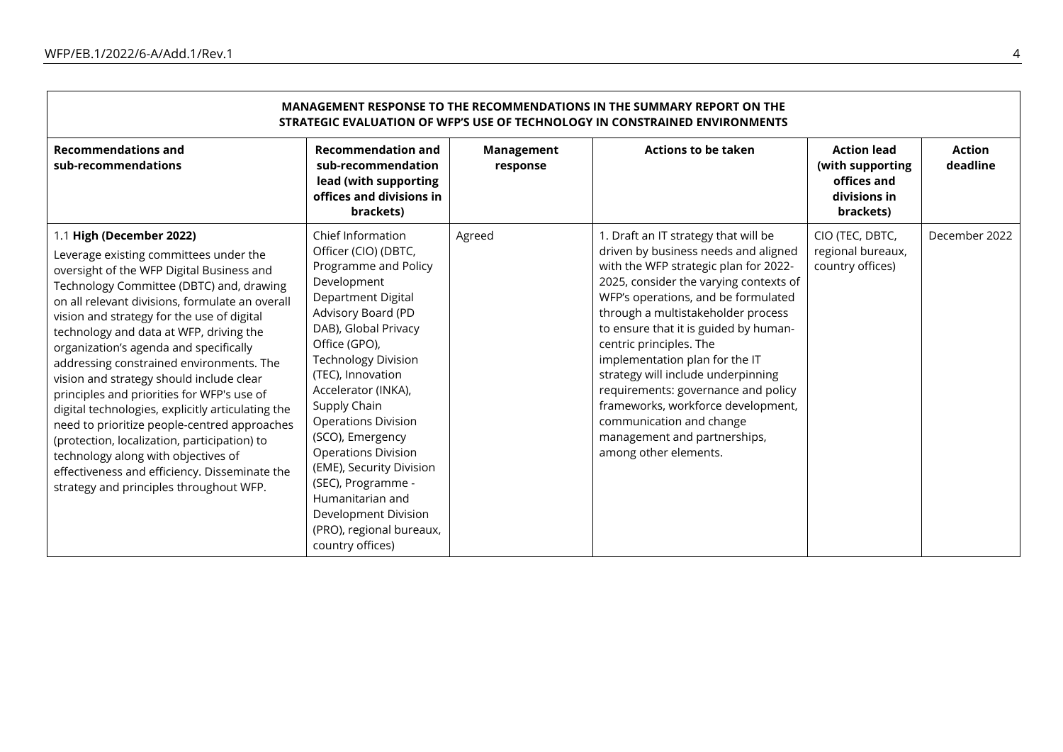| MANAGEMENT RESPONSE TO THE RECOMMENDATIONS IN THE SUMMARY REPORT ON THE STRATEGIC EVALUATION OF WFP'S USE OF TECHNOLOGY IN CONSTRAINED ENVIRONMENTS | | | | | |
|---|---|---|---|---|---|
| **Recommendations and sub-recommendations** | **Recommendation and sub-recommendation lead (with supporting offices and divisions in brackets)** | **Management response** | **Actions to be taken** | **Action lead (with supporting offices and divisions in brackets)** | **Action deadline** |
| 1.1 **High (December 2022)** Leverage existing committees under the oversight of the WFP Digital Business and Technology Committee (DBTC) and, drawing on all relevant divisions, formulate an overall vision and strategy for the use of digital technology and data at WFP, driving the organization's agenda and specifically addressing constrained environments. The vision and strategy should include clear principles and priorities for WFP's use of digital technologies, explicitly articulating the need to prioritize people-centred approaches (protection, localization, participation) to technology along with objectives of effectiveness and efficiency. Disseminate the strategy and principles throughout WFP. | Chief Information Officer (CIO) (DBTC, Programme and Policy Development Department Digital Advisory Board (PD DAB), Global Privacy Office (GPO), Technology Division (TEC), Innovation Accelerator (INKA), Supply Chain Operations Division (SCO), Emergency Operations Division (EME), Security Division (SEC), Programme - Humanitarian and Development Division (PRO), regional bureaux, country offices) | Agreed | 1. Draft an IT strategy that will be driven by business needs and aligned with the WFP strategic plan for 2022-2025, consider the varying contexts of WFP's operations, and be formulated through a multistakeholder process to ensure that it is guided by human-centric principles. The implementation plan for the IT strategy will include underpinning requirements: governance and policy frameworks, workforce development, communication and change management and partnerships, among other elements. | CIO (TEC, DBTC, regional bureaux, country offices) | December 2022 |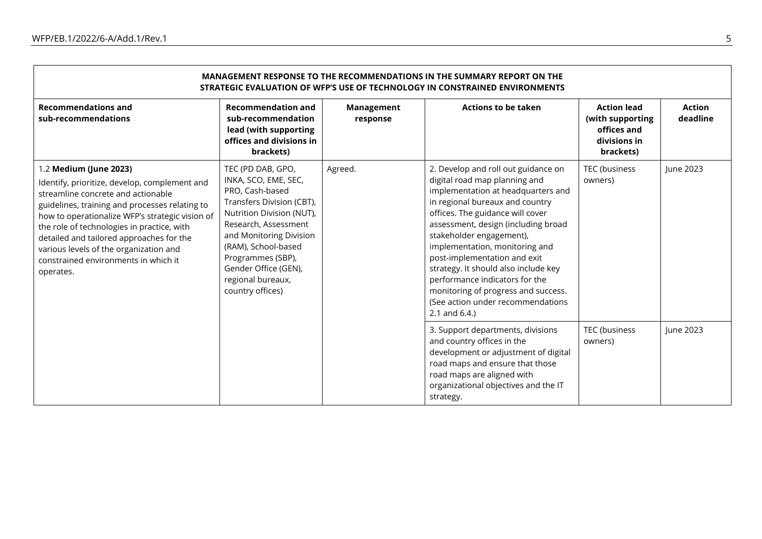| MANAGEMENT RESPONSE TO THE RECOMMENDATIONS IN THE SUMMARY REPORT ON THE STRATEGIC EVALUATION OF WFP'S USE OF TECHNOLOGY IN CONSTRAINED ENVIRONMENTS | | | | | |
|---|---|---|---|---|---|
| **Recommendations and sub-recommendations** | **Recommendation and sub-recommendation lead (with supporting offices and divisions in brackets)** | **Management response** | **Actions to be taken** | **Action lead (with supporting offices and divisions in brackets)** | **Action deadline** |
| 1.2 **Medium (June 2023)** Identify, prioritize, develop, complement and streamline concrete and actionable guidelines, training and processes relating to how to operationalize WFP's strategic vision of the role of technologies in practice, with detailed and tailored approaches for the various levels of the organization and constrained environments in which it operates. | TEC (PD DAB, GPO, INKA, SCO, EME, SEC, PRO, Cash-based Transfers Division (CBT), Nutrition Division (NUT), Research, Assessment and Monitoring Division (RAM), School-based Programmes (SBP), Gender Office (GEN), regional bureaux, country offices) | Agreed. | 2. Develop and roll out guidance on digital road map planning and implementation at headquarters and in regional bureaux and country offices. The guidance will cover assessment, design (including broad stakeholder engagement), implementation, monitoring and post-implementation and exit strategy. It should also include key performance indicators for the monitoring of progress and success. (See action under recommendations 2.1 and 6.4.) | TEC (business owners) | June 2023 |
| | | | 3. Support departments, divisions and country offices in the development or adjustment of digital road maps and ensure that those road maps are aligned with organizational objectives and the IT strategy. | TEC (business owners) | June 2023 |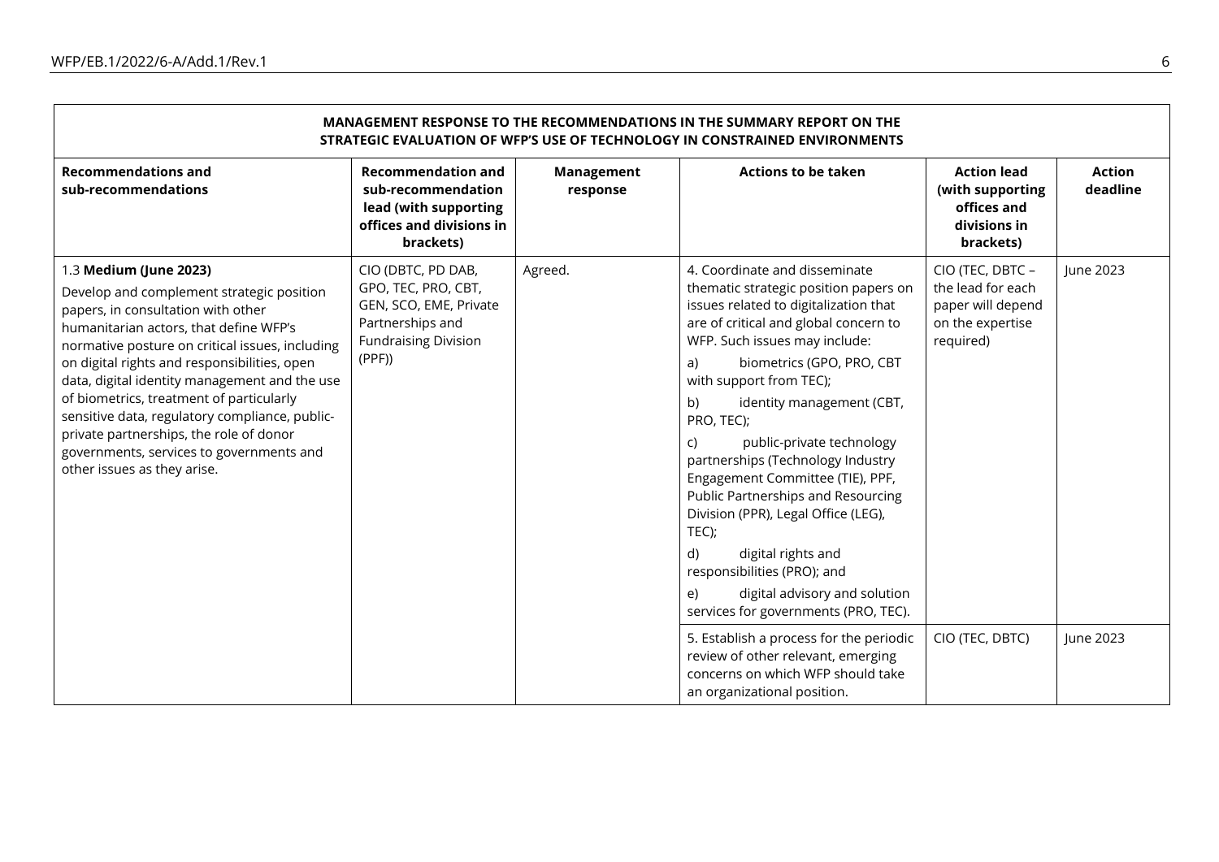| MANAGEMENT RESPONSE TO THE RECOMMENDATIONS IN THE SUMMARY REPORT ON THE STRATEGIC EVALUATION OF WFP'S USE OF TECHNOLOGY IN CONSTRAINED ENVIRONMENTS | | | | | |
|---|---|---|---|---|---|
| **Recommendations and sub-recommendations** | **Recommendation and sub-recommendation lead (with supporting offices and divisions in brackets)** | **Management response** | **Actions to be taken** | **Action lead (with supporting offices and divisions in brackets)** | **Action deadline** |
| 1.3 **Medium (June 2023)**<br>Develop and complement strategic position papers, in consultation with other humanitarian actors, that define WFP's normative posture on critical issues, including on digital rights and responsibilities, open data, digital identity management and the use of biometrics, treatment of particularly sensitive data, regulatory compliance, public-private partnerships, the role of donor governments, services to governments and other issues as they arise. | CIO (DBTC, PD DAB, GPO, TEC, PRO, CBT, GEN, SCO, EME, Private Partnerships and Fundraising Division (PPF)) | Agreed. | 4. Coordinate and disseminate thematic strategic position papers on issues related to digitalization that are of critical and global concern to WFP. Such issues may include:<br>a) biometrics (GPO, PRO, CBT with support from TEC);<br>b) identity management (CBT, PRO, TEC);<br>c) public-private technology partnerships (Technology Industry Engagement Committee (TIE), PPF, Public Partnerships and Resourcing Division (PPR), Legal Office (LEG), TEC);<br>d) digital rights and responsibilities (PRO); and<br>e) digital advisory and solution services for governments (PRO, TEC). | CIO (TEC, DBTC – the lead for each paper will depend on the expertise required) | June 2023 |
| | | | 5. Establish a process for the periodic review of other relevant, emerging concerns on which WFP should take an organizational position. | CIO (TEC, DBTC) | June 2023 |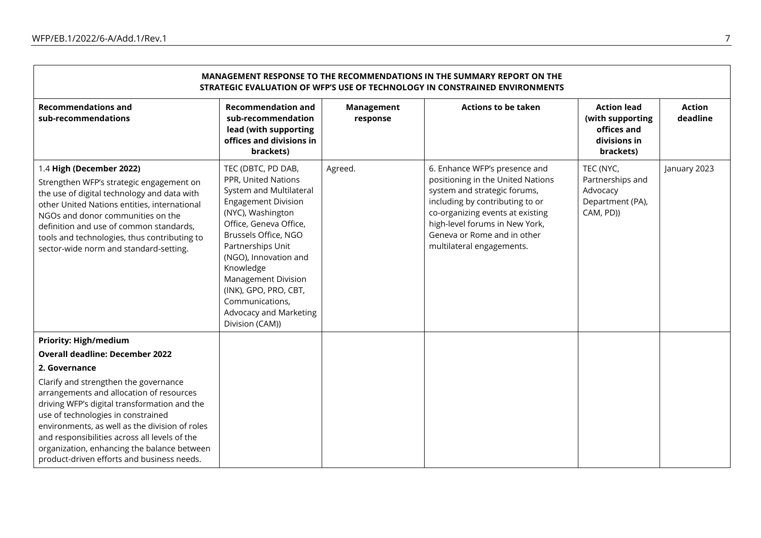| MANAGEMENT RESPONSE TO THE RECOMMENDATIONS IN THE SUMMARY REPORT ON THE STRATEGIC EVALUATION OF WFP'S USE OF TECHNOLOGY IN CONSTRAINED ENVIRONMENTS | | | | | |
|---|---|---|---|---|---|
| **Recommendations and sub-recommendations** | **Recommendation and sub-recommendation lead (with supporting offices and divisions in brackets)** | **Management response** | **Actions to be taken** | **Action lead (with supporting offices and divisions in brackets)** | **Action deadline** |
| 1.4 **High (December 2022)**<br>Strengthen WFP's strategic engagement on the use of digital technology and data with other United Nations entities, international NGOs and donor communities on the definition and use of common standards, tools and technologies, thus contributing to sector-wide norm and standard-setting. | TEC (DBTC, PD DAB, PPR, United Nations System and Multilateral Engagement Division (NYC), Washington Office, Geneva Office, Brussels Office, NGO Partnerships Unit (NGO), Innovation and Knowledge Management Division (INK), GPO, PRO, CBT, Communications, Advocacy and Marketing Division (CAM)) | Agreed. | 6. Enhance WFP's presence and positioning in the United Nations system and strategic forums, including by contributing to or co-organizing events at existing high-level forums in New York, Geneva or Rome and in other multilateral engagements. | TEC (NYC, Partnerships and Advocacy Department (PA), CAM, PD)) | January 2023 |
| **Priority: High/medium**<br>**Overall deadline: December 2022**<br>**2. Governance**<br>Clarify and strengthen the governance arrangements and allocation of resources driving WFP's digital transformation and the use of technologies in constrained environments, as well as the division of roles and responsibilities across all levels of the organization, enhancing the balance between product-driven efforts and business needs. | | | | | |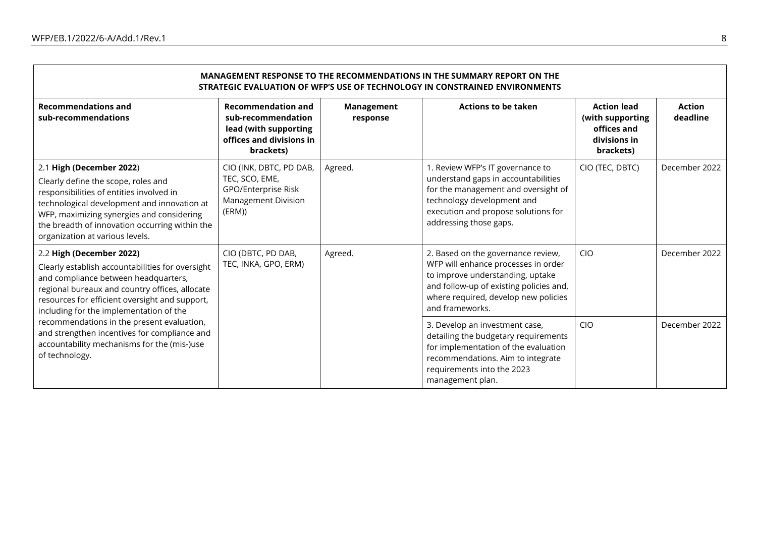| **MANAGEMENT RESPONSE TO THE RECOMMENDATIONS IN THE SUMMARY REPORT ON THE STRATEGIC EVALUATION OF WFP'S USE OF TECHNOLOGY IN CONSTRAINED ENVIRONMENTS** | | | | | |
|---|---|---|---|---|---|
| **Recommendations and sub-recommendations** | **Recommendation and sub-recommendation lead (with supporting offices and divisions in brackets)** | **Management response** | **Actions to be taken** | **Action lead (with supporting offices and divisions in brackets)** | **Action deadline** |
| 2.1 **High (December 2022**) Clearly define the scope, roles and responsibilities of entities involved in technological development and innovation at WFP, maximizing synergies and considering the breadth of innovation occurring within the organization at various levels. | CIO (INK, DBTC, PD DAB, TEC, SCO, EME, GPO/Enterprise Risk Management Division (ERM)) | Agreed. | 1. Review WFP's IT governance to understand gaps in accountabilities for the management and oversight of technology development and execution and propose solutions for addressing those gaps. | CIO (TEC, DBTC) | December 2022 |
| 2.2 **High (December 2022)** Clearly establish accountabilities for oversight and compliance between headquarters, regional bureaux and country offices, allocate resources for efficient oversight and support, including for the implementation of the recommendations in the present evaluation, and strengthen incentives for compliance and accountability mechanisms for the (mis-)use of technology. | CIO (DBTC, PD DAB, TEC, INKA, GPO, ERM) | Agreed. | 2. Based on the governance review, WFP will enhance processes in order to improve understanding, uptake and follow-up of existing policies and, where required, develop new policies and frameworks. | CIO | December 2022 |
| | | | 3. Develop an investment case, detailing the budgetary requirements for implementation of the evaluation recommendations. Aim to integrate requirements into the 2023 management plan. | CIO | December 2022 |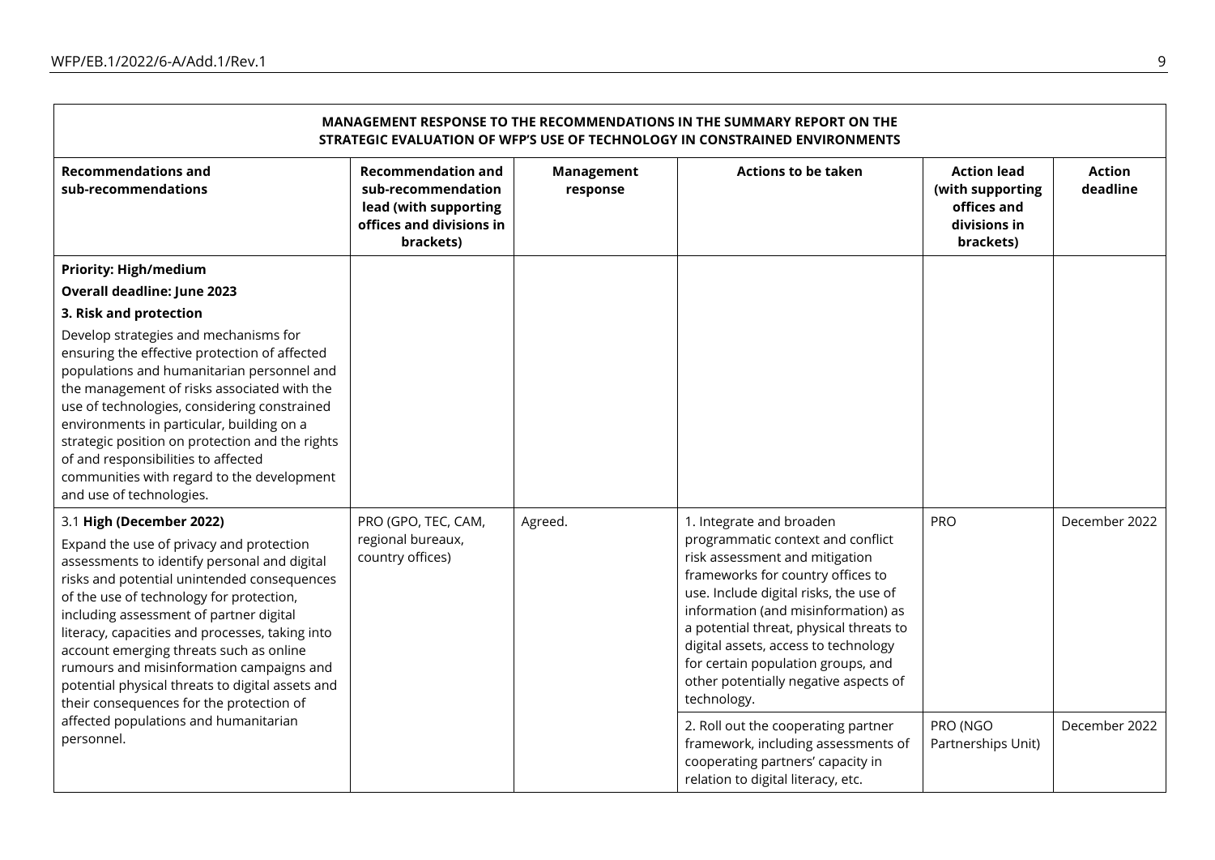| MANAGEMENT RESPONSE TO THE RECOMMENDATIONS IN THE SUMMARY REPORT ON THE STRATEGIC EVALUATION OF WFP'S USE OF TECHNOLOGY IN CONSTRAINED ENVIRONMENTS | | | | | |
|---|---|---|---|---|---|
| **Recommendations and sub-recommendations** | **Recommendation and sub-recommendation lead (with supporting offices and divisions in brackets)** | **Management response** | **Actions to be taken** | **Action lead (with supporting offices and divisions in brackets)** | **Action deadline** |
| **Priority: High/medium**<br>**Overall deadline: June 2023**<br>**3. Risk and protection**<br>Develop strategies and mechanisms for ensuring the effective protection of affected populations and humanitarian personnel and the management of risks associated with the use of technologies, considering constrained environments in particular, building on a strategic position on protection and the rights of and responsibilities to affected communities with regard to the development and use of technologies. | | | | | |
| 3.1 **High (December 2022)**<br>Expand the use of privacy and protection assessments to identify personal and digital risks and potential unintended consequences of the use of technology for protection, including assessment of partner digital literacy, capacities and processes, taking into account emerging threats such as online rumours and misinformation campaigns and potential physical threats to digital assets and their consequences for the protection of affected populations and humanitarian personnel. | PRO (GPO, TEC, CAM, regional bureaux, country offices) | Agreed. | 1. Integrate and broaden programmatic context and conflict risk assessment and mitigation frameworks for country offices to use. Include digital risks, the use of information (and misinformation) as a potential threat, physical threats to digital assets, access to technology for certain population groups, and other potentially negative aspects of technology. | PRO | December 2022 |
| | | | 2. Roll out the cooperating partner framework, including assessments of cooperating partners' capacity in relation to digital literacy, etc. | PRO (NGO Partnerships Unit) | December 2022 |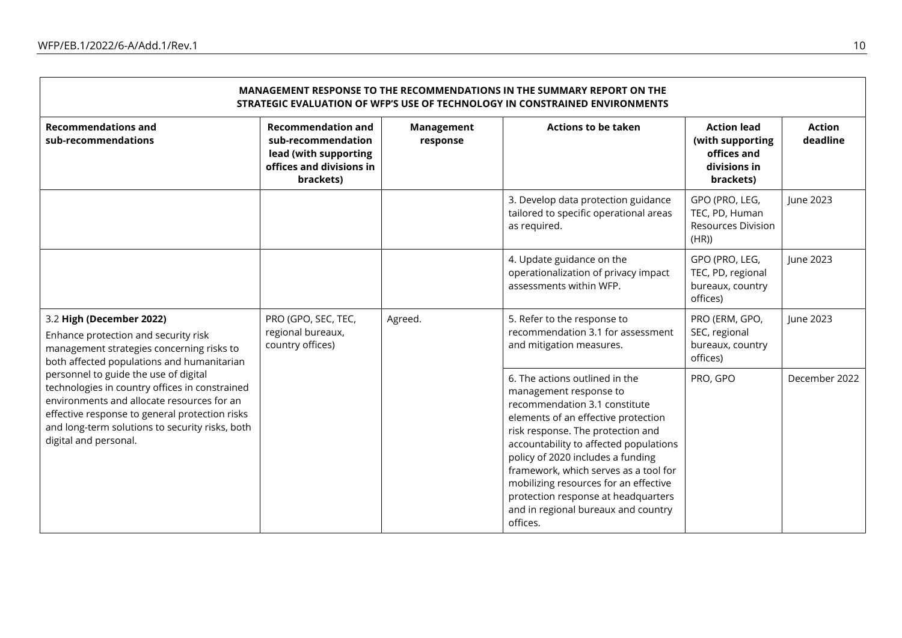| MANAGEMENT RESPONSE TO THE RECOMMENDATIONS IN THE SUMMARY REPORT ON THE STRATEGIC EVALUATION OF WFP'S USE OF TECHNOLOGY IN CONSTRAINED ENVIRONMENTS | | | | | |
|---|---|---|---|---|---|
| **Recommendations and sub-recommendations** | **Recommendation and sub-recommendation lead (with supporting offices and divisions in brackets)** | **Management response** | **Actions to be taken** | **Action lead (with supporting offices and divisions in brackets)** | **Action deadline** |
| | | | 3. Develop data protection guidance tailored to specific operational areas as required. | GPO (PRO, LEG, TEC, PD, Human Resources Division (HR)) | June 2023 |
| | | | 4. Update guidance on the operationalization of privacy impact assessments within WFP. | GPO (PRO, LEG, TEC, PD, regional bureaux, country offices) | June 2023 |
| 3.2 **High (December 2022)** Enhance protection and security risk management strategies concerning risks to both affected populations and humanitarian personnel to guide the use of digital technologies in country offices in constrained environments and allocate resources for an effective response to general protection risks and long-term solutions to security risks, both digital and personal. | PRO (GPO, SEC, TEC, regional bureaux, country offices) | Agreed. | 5. Refer to the response to recommendation 3.1 for assessment and mitigation measures. | PRO (ERM, GPO, SEC, regional bureaux, country offices) | June 2023 |
| | | | 6. The actions outlined in the management response to recommendation 3.1 constitute elements of an effective protection risk response. The protection and accountability to affected populations policy of 2020 includes a funding framework, which serves as a tool for mobilizing resources for an effective protection response at headquarters and in regional bureaux and country offices. | PRO, GPO | December 2022 |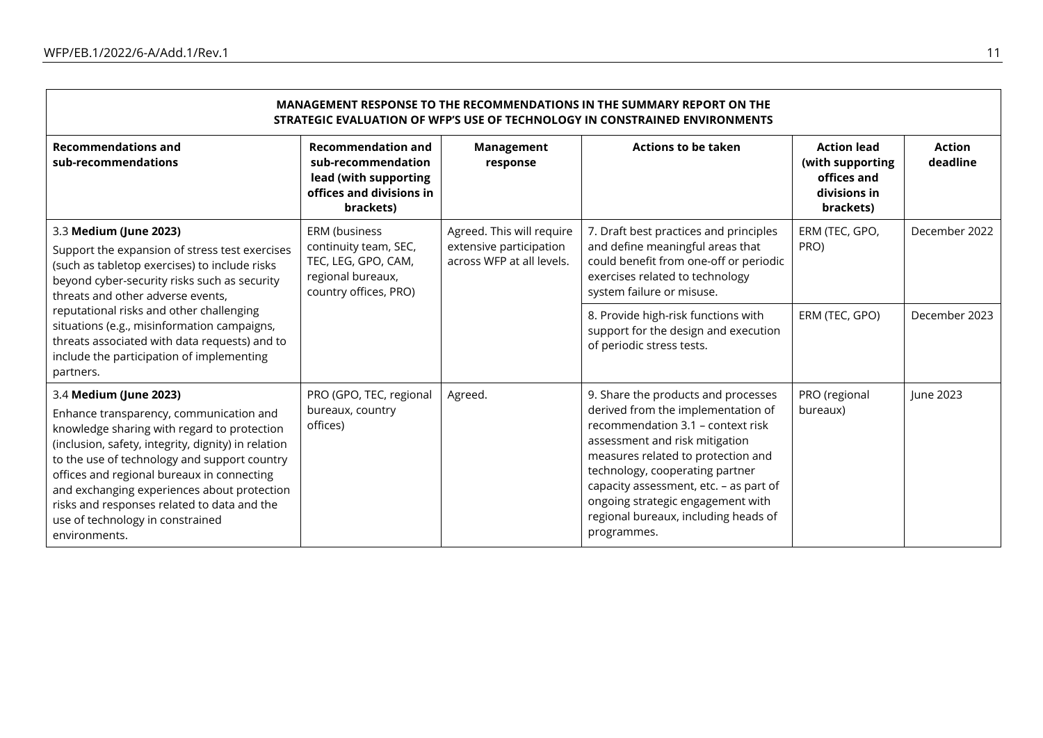| MANAGEMENT RESPONSE TO THE RECOMMENDATIONS IN THE SUMMARY REPORT ON THE STRATEGIC EVALUATION OF WFP'S USE OF TECHNOLOGY IN CONSTRAINED ENVIRONMENTS | | | | | |
|---|---|---|---|---|---|
| **Recommendations and sub-recommendations** | **Recommendation and sub-recommendation lead (with supporting offices and divisions in brackets)** | **Management response** | **Actions to be taken** | **Action lead (with supporting offices and divisions in brackets)** | **Action deadline** |
| 3.3 **Medium (June 2023)**<br>Support the expansion of stress test exercises (such as tabletop exercises) to include risks beyond cyber-security risks such as security threats and other adverse events, reputational risks and other challenging situations (e.g., misinformation campaigns, threats associated with data requests) and to include the participation of implementing partners. | ERM (business continuity team, SEC, TEC, LEG, GPO, CAM, regional bureaux, country offices, PRO) | Agreed. This will require extensive participation across WFP at all levels. | 7. Draft best practices and principles and define meaningful areas that could benefit from one-off or periodic exercises related to technology system failure or misuse. | ERM (TEC, GPO, PRO) | December 2022 |
| | | | 8. Provide high-risk functions with support for the design and execution of periodic stress tests. | ERM (TEC, GPO) | December 2023 |
| 3.4 **Medium (June 2023)**<br>Enhance transparency, communication and knowledge sharing with regard to protection (inclusion, safety, integrity, dignity) in relation to the use of technology and support country offices and regional bureaux in connecting and exchanging experiences about protection risks and responses related to data and the use of technology in constrained environments. | PRO (GPO, TEC, regional bureaux, country offices) | Agreed. | 9. Share the products and processes derived from the implementation of recommendation 3.1 – context risk assessment and risk mitigation measures related to protection and technology, cooperating partner capacity assessment, etc. – as part of ongoing strategic engagement with regional bureaux, including heads of programmes. | PRO (regional bureaux) | June 2023 |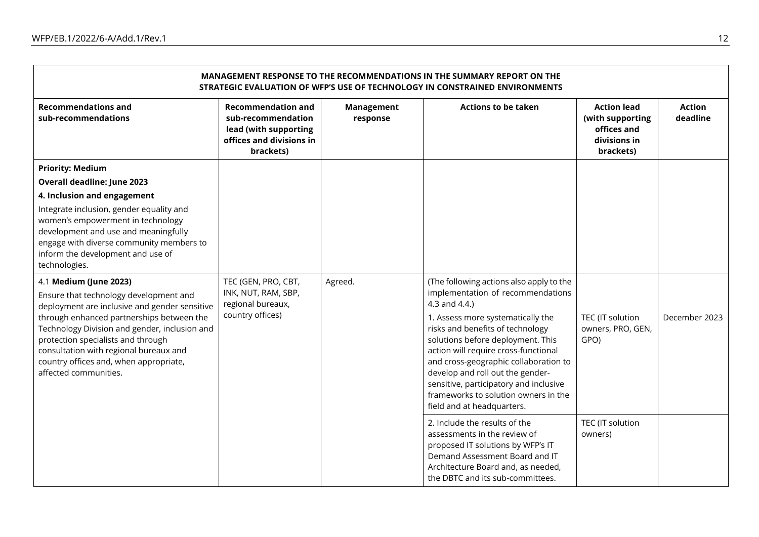| MANAGEMENT RESPONSE TO THE RECOMMENDATIONS IN THE SUMMARY REPORT ON THE STRATEGIC EVALUATION OF WFP'S USE OF TECHNOLOGY IN CONSTRAINED ENVIRONMENTS | | | | | |
|---|---|---|---|---|---|
| **Recommendations and sub-recommendations** | **Recommendation and sub-recommendation lead (with supporting offices and divisions in brackets)** | **Management response** | **Actions to be taken** | **Action lead (with supporting offices and divisions in brackets)** | **Action deadline** |
| **Priority: Medium**<br>**Overall deadline: June 2023**<br>**4. Inclusion and engagement**<br>Integrate inclusion, gender equality and women's empowerment in technology development and use and meaningfully engage with diverse community members to inform the development and use of technologies. | | | | | |
| 4.1 **Medium (June 2023)**<br>Ensure that technology development and deployment are inclusive and gender sensitive through enhanced partnerships between the Technology Division and gender, inclusion and protection specialists and through consultation with regional bureaux and country offices and, when appropriate, affected communities. | TEC (GEN, PRO, CBT, INK, NUT, RAM, SBP, regional bureaux, country offices) | Agreed. | (The following actions also apply to the implementation of recommendations 4.3 and 4.4.)<br>1. Assess more systematically the risks and benefits of technology solutions before deployment. This action will require cross-functional and cross-geographic collaboration to develop and roll out the gender-sensitive, participatory and inclusive frameworks to solution owners in the field and at headquarters. | TEC (IT solution owners, PRO, GEN, GPO) | December 2023 |
| | | | 2. Include the results of the assessments in the review of proposed IT solutions by WFP's IT Demand Assessment Board and IT Architecture Board and, as needed, the DBTC and its sub-committees. | TEC (IT solution owners) | |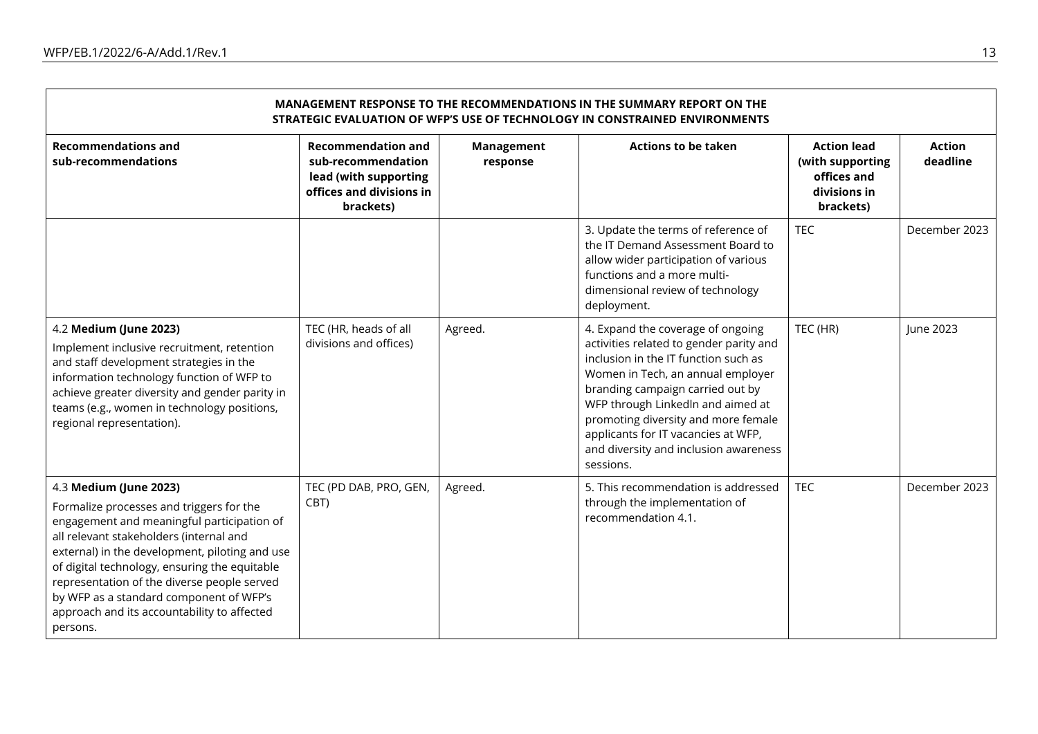| MANAGEMENT RESPONSE TO THE RECOMMENDATIONS IN THE SUMMARY REPORT ON THE STRATEGIC EVALUATION OF WFP'S USE OF TECHNOLOGY IN CONSTRAINED ENVIRONMENTS | | | | | |
|---|---|---|---|---|---|
| **Recommendations and sub-recommendations** | **Recommendation and sub-recommendation lead (with supporting offices and divisions in brackets)** | **Management response** | **Actions to be taken** | **Action lead (with supporting offices and divisions in brackets)** | **Action deadline** |
| | | | 3. Update the terms of reference of the IT Demand Assessment Board to allow wider participation of various functions and a more multi-dimensional review of technology deployment. | TEC | December 2023 |
| 4.2 **Medium (June 2023)**<br>Implement inclusive recruitment, retention and staff development strategies in the information technology function of WFP to achieve greater diversity and gender parity in teams (e.g., women in technology positions, regional representation). | TEC (HR, heads of all divisions and offices) | Agreed. | 4. Expand the coverage of ongoing activities related to gender parity and inclusion in the IT function such as Women in Tech, an annual employer branding campaign carried out by WFP through LinkedIn and aimed at promoting diversity and more female applicants for IT vacancies at WFP, and diversity and inclusion awareness sessions. | TEC (HR) | June 2023 |
| 4.3 **Medium (June 2023)**<br>Formalize processes and triggers for the engagement and meaningful participation of all relevant stakeholders (internal and external) in the development, piloting and use of digital technology, ensuring the equitable representation of the diverse people served by WFP as a standard component of WFP's approach and its accountability to affected persons. | TEC (PD DAB, PRO, GEN, CBT) | Agreed. | 5. This recommendation is addressed through the implementation of recommendation 4.1. | TEC | December 2023 |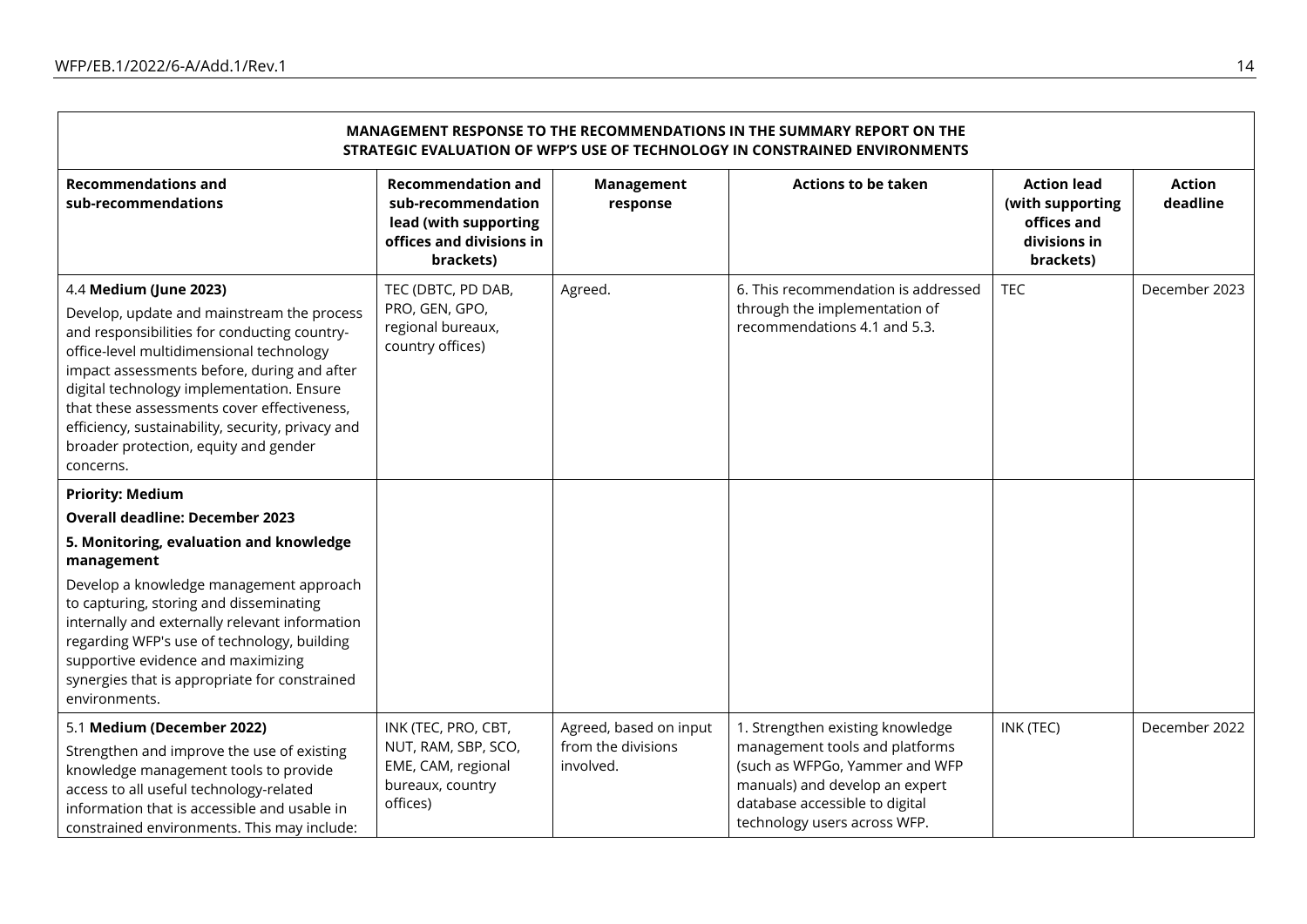| MANAGEMENT RESPONSE TO THE RECOMMENDATIONS IN THE SUMMARY REPORT ON THE STRATEGIC EVALUATION OF WFP'S USE OF TECHNOLOGY IN CONSTRAINED ENVIRONMENTS | | | | | |
|---|---|---|---|---|---|
| **Recommendations and sub-recommendations** | **Recommendation and sub-recommendation lead (with supporting offices and divisions in brackets)** | **Management response** | **Actions to be taken** | **Action lead (with supporting offices and divisions in brackets)** | **Action deadline** |
| 4.4 **Medium (June 2023)**<br>Develop, update and mainstream the process and responsibilities for conducting country-office-level multidimensional technology impact assessments before, during and after digital technology implementation. Ensure that these assessments cover effectiveness, efficiency, sustainability, security, privacy and broader protection, equity and gender concerns. | TEC (DBTC, PD DAB, PRO, GEN, GPO, regional bureaux, country offices) | Agreed. | 6. This recommendation is addressed through the implementation of recommendations 4.1 and 5.3. | TEC | December 2023 |
| **Priority: Medium**<br>**Overall deadline: December 2023**<br>**5. Monitoring, evaluation and knowledge management**<br>Develop a knowledge management approach to capturing, storing and disseminating internally and externally relevant information regarding WFP's use of technology, building supportive evidence and maximizing synergies that is appropriate for constrained environments. | | | | | |
| 5.1 **Medium (December 2022)**<br>Strengthen and improve the use of existing knowledge management tools to provide access to all useful technology-related information that is accessible and usable in constrained environments. This may include: | INK (TEC, PRO, CBT, NUT, RAM, SBP, SCO, EME, CAM, regional bureaux, country offices) | Agreed, based on input from the divisions involved. | 1. Strengthen existing knowledge management tools and platforms (such as WFPGo, Yammer and WFP manuals) and develop an expert database accessible to digital technology users across WFP. | INK (TEC) | December 2022 |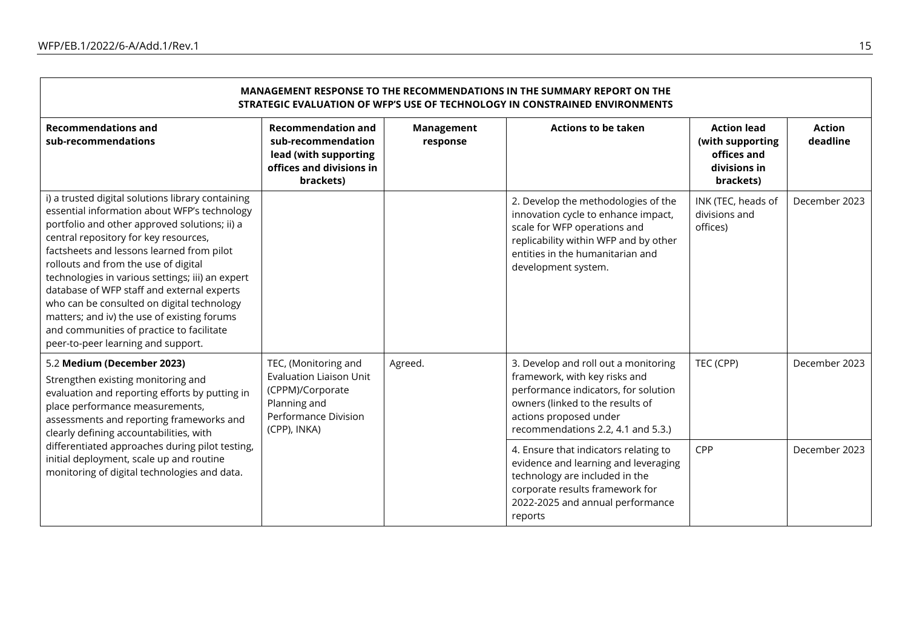| MANAGEMENT RESPONSE TO THE RECOMMENDATIONS IN THE SUMMARY REPORT ON THE STRATEGIC EVALUATION OF WFP'S USE OF TECHNOLOGY IN CONSTRAINED ENVIRONMENTS | | | | | |
|---|---|---|---|---|---|
| **Recommendations and sub-recommendations** | **Recommendation and sub-recommendation lead (with supporting offices and divisions in brackets)** | **Management response** | **Actions to be taken** | **Action lead (with supporting offices and divisions in brackets)** | **Action deadline** |
| i) a trusted digital solutions library containing essential information about WFP's technology portfolio and other approved solutions; ii) a central repository for key resources, factsheets and lessons learned from pilot rollouts and from the use of digital technologies in various settings; iii) an expert database of WFP staff and external experts who can be consulted on digital technology matters; and iv) the use of existing forums and communities of practice to facilitate peer-to-peer learning and support. | | | 2. Develop the methodologies of the innovation cycle to enhance impact, scale for WFP operations and replicability within WFP and by other entities in the humanitarian and development system. | INK (TEC, heads of divisions and offices) | December 2023 |
| 5.2 **Medium (December 2023)** Strengthen existing monitoring and evaluation and reporting efforts by putting in place performance measurements, assessments and reporting frameworks and clearly defining accountabilities, with differentiated approaches during pilot testing, initial deployment, scale up and routine monitoring of digital technologies and data. | TEC, (Monitoring and Evaluation Liaison Unit (CPPM)/Corporate Planning and Performance Division (CPP), INKA) | Agreed. | 3. Develop and roll out a monitoring framework, with key risks and performance indicators, for solution owners (linked to the results of actions proposed under recommendations 2.2, 4.1 and 5.3.) | TEC (CPP) | December 2023 |
| | | | 4. Ensure that indicators relating to evidence and learning and leveraging technology are included in the corporate results framework for 2022-2025 and annual performance reports | CPP | December 2023 |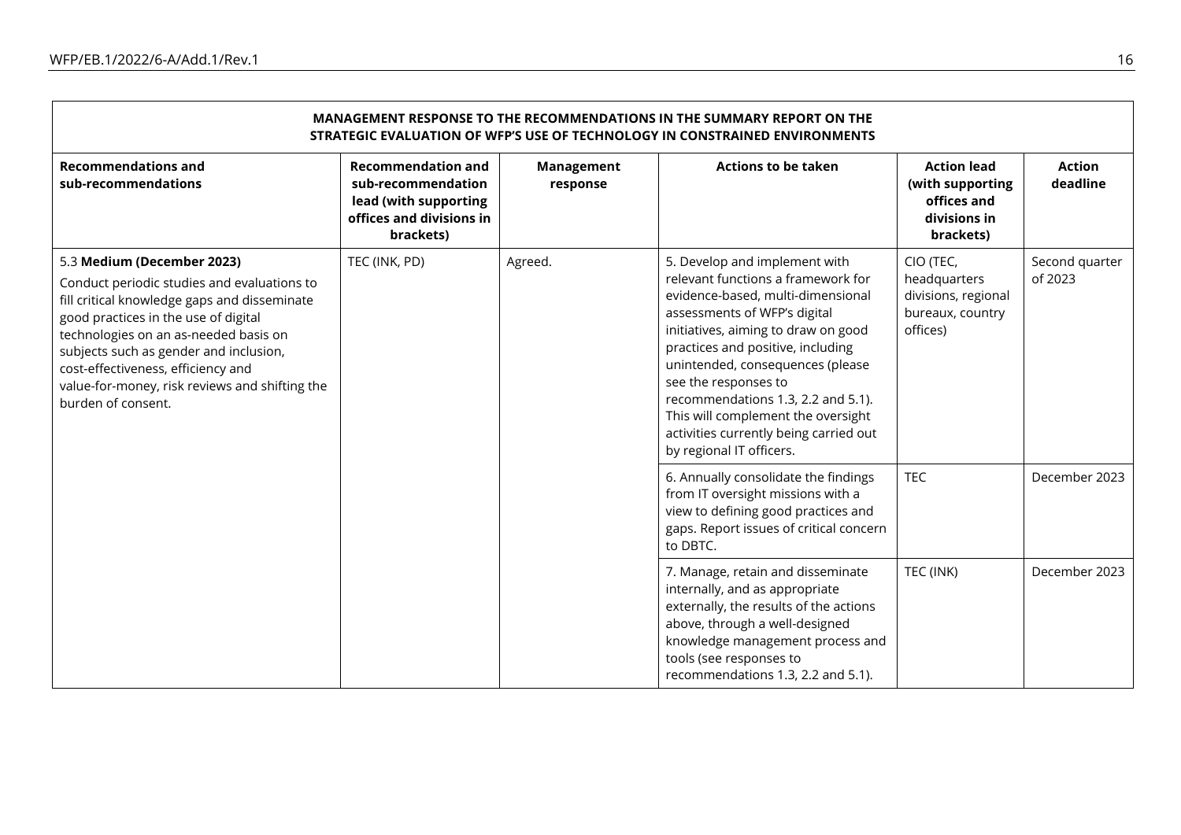| MANAGEMENT RESPONSE TO THE RECOMMENDATIONS IN THE SUMMARY REPORT ON THE STRATEGIC EVALUATION OF WFP'S USE OF TECHNOLOGY IN CONSTRAINED ENVIRONMENTS | | | | | |
|---|---|---|---|---|---|
| **Recommendations and sub-recommendations** | **Recommendation and sub-recommendation lead (with supporting offices and divisions in brackets)** | **Management response** | **Actions to be taken** | **Action lead (with supporting offices and divisions in brackets)** | **Action deadline** |
| 5.3 **Medium (December 2023)** Conduct periodic studies and evaluations to fill critical knowledge gaps and disseminate good practices in the use of digital technologies on an as-needed basis on subjects such as gender and inclusion, cost-effectiveness, efficiency and value-for-money, risk reviews and shifting the burden of consent. | TEC (INK, PD) | Agreed. | 5. Develop and implement with relevant functions a framework for evidence-based, multi-dimensional assessments of WFP's digital initiatives, aiming to draw on good practices and positive, including unintended, consequences (please see the responses to recommendations 1.3, 2.2 and 5.1). This will complement the oversight activities currently being carried out by regional IT officers. | CIO (TEC, headquarters divisions, regional bureaux, country offices) | Second quarter of 2023 |
| | | | 6. Annually consolidate the findings from IT oversight missions with a view to defining good practices and gaps. Report issues of critical concern to DBTC. | TEC | December 2023 |
| | | | 7. Manage, retain and disseminate internally, and as appropriate externally, the results of the actions above, through a well-designed knowledge management process and tools (see responses to recommendations 1.3, 2.2 and 5.1). | TEC (INK) | December 2023 |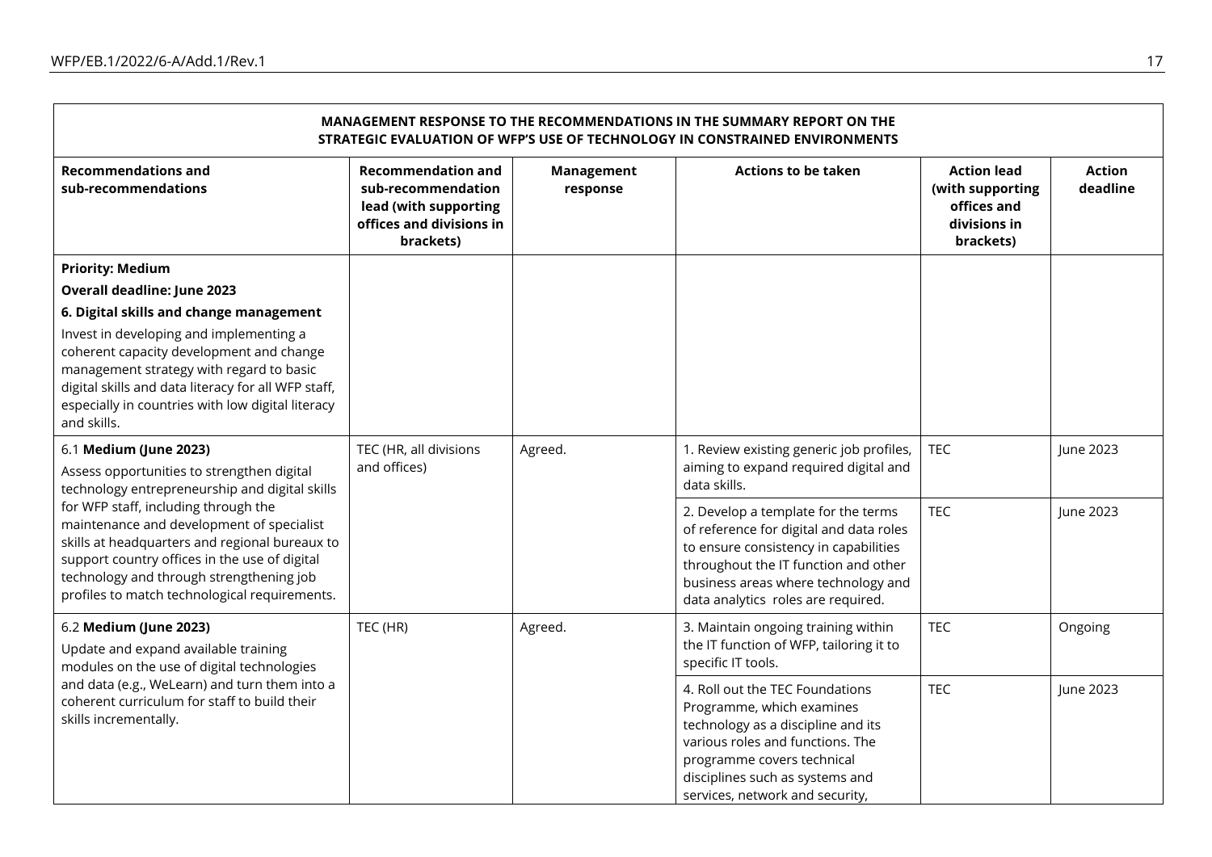| MANAGEMENT RESPONSE TO THE RECOMMENDATIONS IN THE SUMMARY REPORT ON THE STRATEGIC EVALUATION OF WFP'S USE OF TECHNOLOGY IN CONSTRAINED ENVIRONMENTS | | | | | |
|---|---|---|---|---|---|
| **Recommendations and sub-recommendations** | **Recommendation and sub-recommendation lead (with supporting offices and divisions in brackets)** | **Management response** | **Actions to be taken** | **Action lead (with supporting offices and divisions in brackets)** | **Action deadline** |
| **Priority: Medium**<br>**Overall deadline: June 2023**<br>**6. Digital skills and change management**<br>Invest in developing and implementing a coherent capacity development and change management strategy with regard to basic digital skills and data literacy for all WFP staff, especially in countries with low digital literacy and skills. | | | | | |
| 6.1 **Medium (June 2023)**<br>Assess opportunities to strengthen digital technology entrepreneurship and digital skills for WFP staff, including through the maintenance and development of specialist skills at headquarters and regional bureaux to support country offices in the use of digital technology and through strengthening job profiles to match technological requirements. | TEC (HR, all divisions and offices) | Agreed. | 1. Review existing generic job profiles, aiming to expand required digital and data skills. | TEC | June 2023 |
| | | | 2. Develop a template for the terms of reference for digital and data roles to ensure consistency in capabilities throughout the IT function and other business areas where technology and data analytics roles are required. | TEC | June 2023 |
| 6.2 **Medium (June 2023)**<br>Update and expand available training modules on the use of digital technologies and data (e.g., WeLearn) and turn them into a coherent curriculum for staff to build their skills incrementally. | TEC (HR) | Agreed. | 3. Maintain ongoing training within the IT function of WFP, tailoring it to specific IT tools. | TEC | Ongoing |
| | | | 4. Roll out the TEC Foundations Programme, which examines technology as a discipline and its various roles and functions. The programme covers technical disciplines such as systems and services, network and security, | TEC | June 2023 |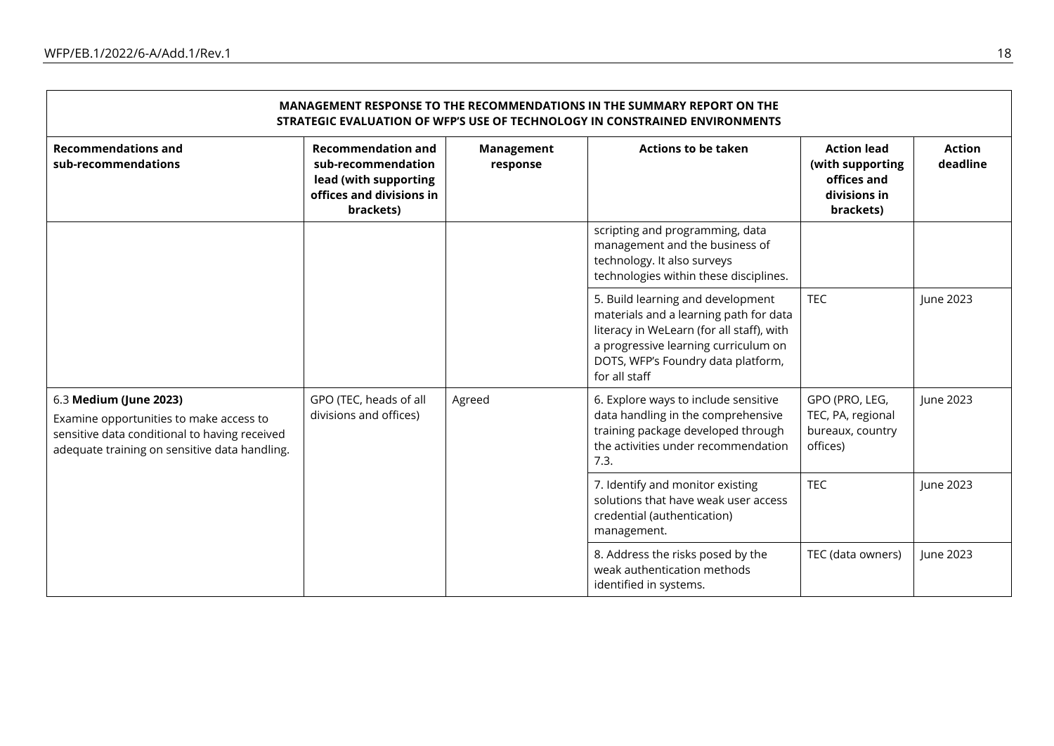| MANAGEMENT RESPONSE TO THE RECOMMENDATIONS IN THE SUMMARY REPORT ON THE STRATEGIC EVALUATION OF WFP'S USE OF TECHNOLOGY IN CONSTRAINED ENVIRONMENTS | | | | | |
|---|---|---|---|---|---|
| **Recommendations and sub-recommendations** | **Recommendation and sub-recommendation lead (with supporting offices and divisions in brackets)** | **Management response** | **Actions to be taken** | **Action lead (with supporting offices and divisions in brackets)** | **Action deadline** |
| | | | scripting and programming, data management and the business of technology. It also surveys technologies within these disciplines. | | |
| | | | 5. Build learning and development materials and a learning path for data literacy in WeLearn (for all staff), with a progressive learning curriculum on DOTS, WFP's Foundry data platform, for all staff | TEC | June 2023 |
| 6.3 **Medium (June 2023)**<br>Examine opportunities to make access to sensitive data conditional to having received adequate training on sensitive data handling. | GPO (TEC, heads of all divisions and offices) | Agreed | 6. Explore ways to include sensitive data handling in the comprehensive training package developed through the activities under recommendation 7.3. | GPO (PRO, LEG, TEC, PA, regional bureaux, country offices) | June 2023 |
| | | | 7. Identify and monitor existing solutions that have weak user access credential (authentication) management. | TEC | June 2023 |
| | | | 8. Address the risks posed by the weak authentication methods identified in systems. | TEC (data owners) | June 2023 |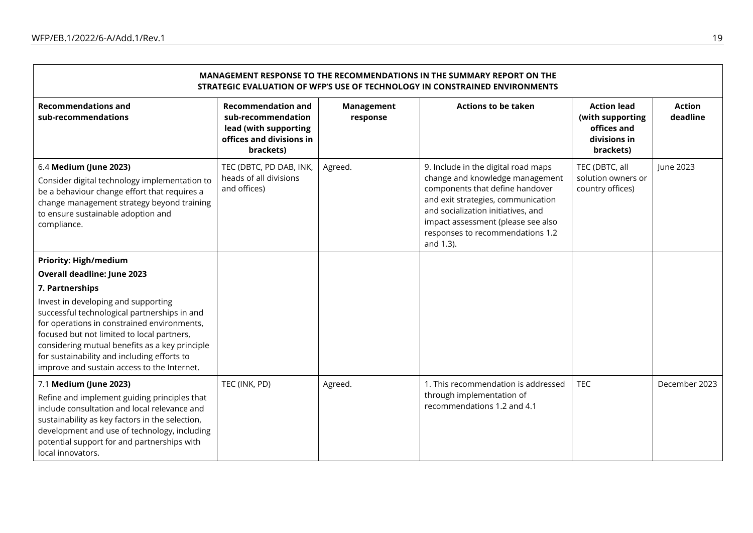| MANAGEMENT RESPONSE TO THE RECOMMENDATIONS IN THE SUMMARY REPORT ON THE STRATEGIC EVALUATION OF WFP'S USE OF TECHNOLOGY IN CONSTRAINED ENVIRONMENTS | | | | | |
|---|---|---|---|---|---|
| **Recommendations and sub-recommendations** | **Recommendation and sub-recommendation lead (with supporting offices and divisions in brackets)** | **Management response** | **Actions to be taken** | **Action lead (with supporting offices and divisions in brackets)** | **Action deadline** |
| 6.4 **Medium (June 2023)**<br>Consider digital technology implementation to be a behaviour change effort that requires a change management strategy beyond training to ensure sustainable adoption and compliance. | TEC (DBTC, PD DAB, INK, heads of all divisions and offices) | Agreed. | 9. Include in the digital road maps change and knowledge management components that define handover and exit strategies, communication and socialization initiatives, and impact assessment (please see also responses to recommendations 1.2 and 1.3). | TEC (DBTC, all solution owners or country offices) | June 2023 |
| **Priority: High/medium**<br>**Overall deadline: June 2023**<br>**7. Partnerships**<br>Invest in developing and supporting successful technological partnerships in and for operations in constrained environments, focused but not limited to local partners, considering mutual benefits as a key principle for sustainability and including efforts to improve and sustain access to the Internet. | | | | | |
| 7.1 **Medium (June 2023)**<br>Refine and implement guiding principles that include consultation and local relevance and sustainability as key factors in the selection, development and use of technology, including potential support for and partnerships with local innovators. | TEC (INK, PD) | Agreed. | 1. This recommendation is addressed through implementation of recommendations 1.2 and 4.1 | TEC | December 2023 |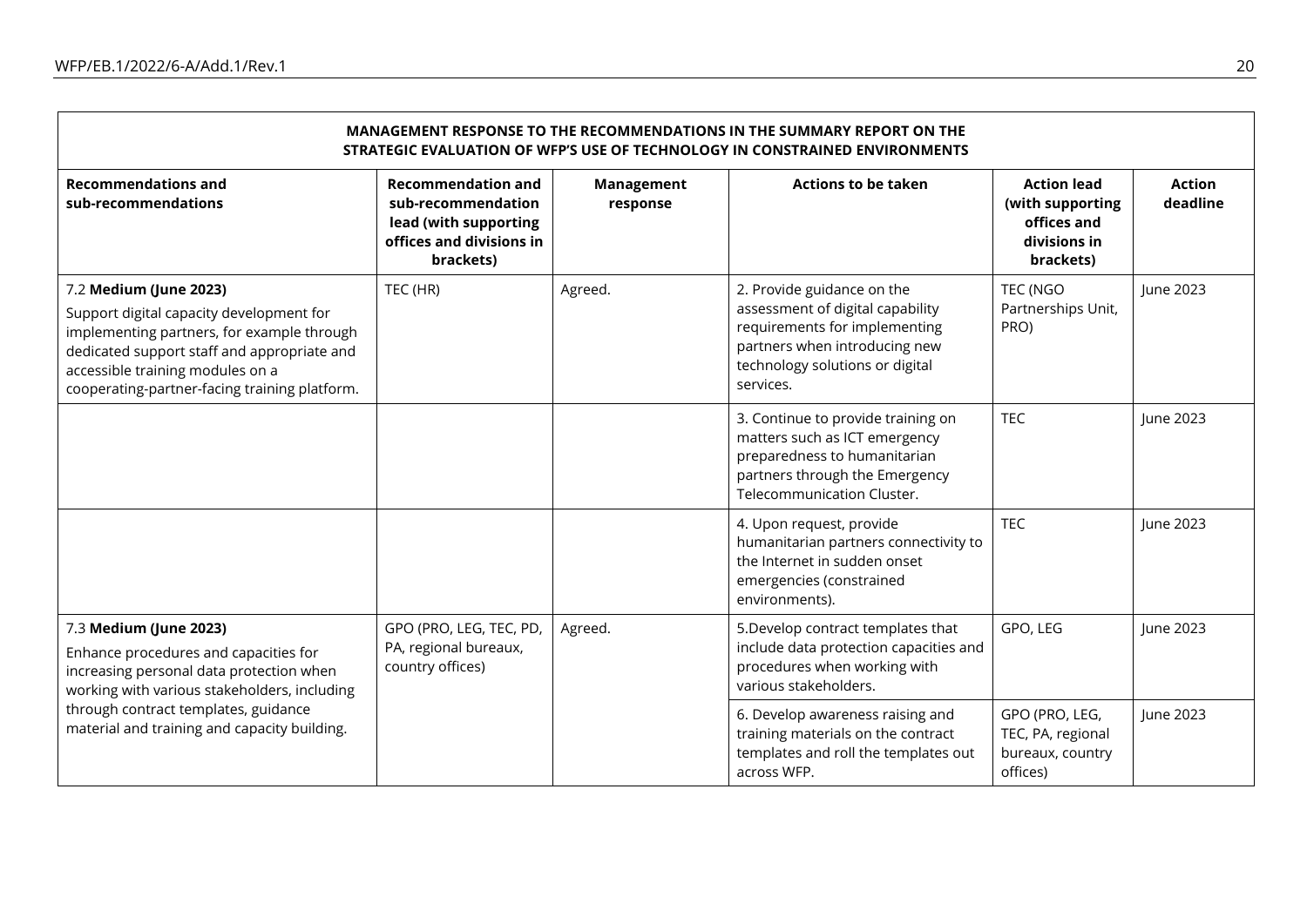| **MANAGEMENT RESPONSE TO THE RECOMMENDATIONS IN THE SUMMARY REPORT ON THE STRATEGIC EVALUATION OF WFP'S USE OF TECHNOLOGY IN CONSTRAINED ENVIRONMENTS** | | | | | |
|---|---|---|---|---|---|
| **Recommendations and sub-recommendations** | **Recommendation and sub-recommendation lead (with supporting offices and divisions in brackets)** | **Management response** | **Actions to be taken** | **Action lead (with supporting offices and divisions in brackets)** | **Action deadline** |
| 7.2 **Medium (June 2023)** Support digital capacity development for implementing partners, for example through dedicated support staff and appropriate and accessible training modules on a cooperating-partner-facing training platform. | TEC (HR) | Agreed. | 2. Provide guidance on the assessment of digital capability requirements for implementing partners when introducing new technology solutions or digital services. | TEC (NGO Partnerships Unit, PRO) | June 2023 |
| | | | 3. Continue to provide training on matters such as ICT emergency preparedness to humanitarian partners through the Emergency Telecommunication Cluster. | TEC | June 2023 |
| | | | 4. Upon request, provide humanitarian partners connectivity to the Internet in sudden onset emergencies (constrained environments). | TEC | June 2023 |
| 7.3 **Medium (June 2023)** Enhance procedures and capacities for increasing personal data protection when working with various stakeholders, including through contract templates, guidance material and training and capacity building. | GPO (PRO, LEG, TEC, PD, PA, regional bureaux, country offices) | Agreed. | 5.Develop contract templates that include data protection capacities and procedures when working with various stakeholders. | GPO, LEG | June 2023 |
| | | | 6. Develop awareness raising and training materials on the contract templates and roll the templates out across WFP. | GPO (PRO, LEG, TEC, PA, regional bureaux, country offices) | June 2023 |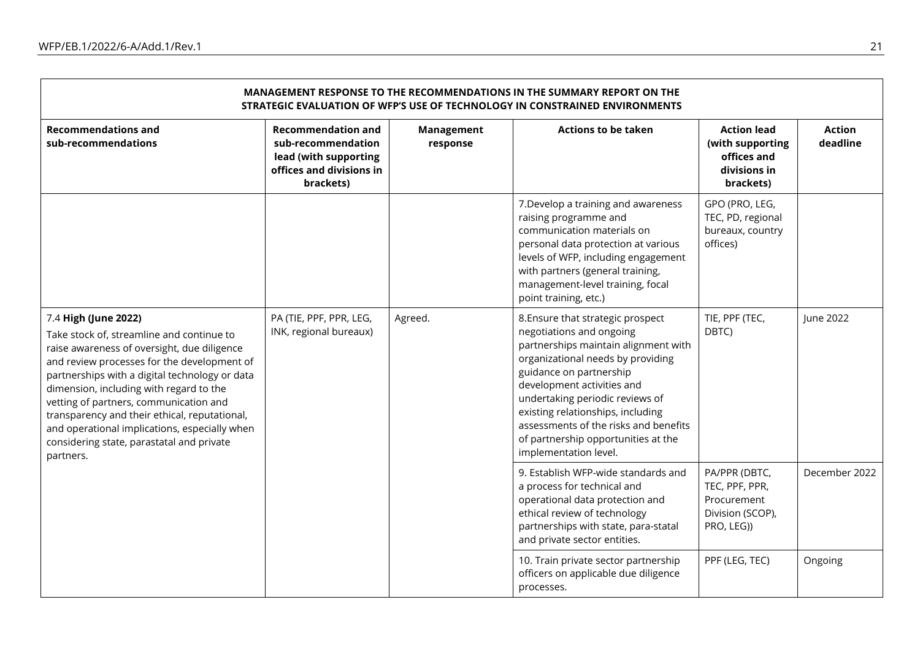| MANAGEMENT RESPONSE TO THE RECOMMENDATIONS IN THE SUMMARY REPORT ON THE STRATEGIC EVALUATION OF WFP'S USE OF TECHNOLOGY IN CONSTRAINED ENVIRONMENTS | | | | | |
|---|---|---|---|---|---|
| **Recommendations and sub-recommendations** | **Recommendation and sub-recommendation lead (with supporting offices and divisions in brackets)** | **Management response** | **Actions to be taken** | **Action lead (with supporting offices and divisions in brackets)** | **Action deadline** |
| | | | 7.Develop a training and awareness raising programme and communication materials on personal data protection at various levels of WFP, including engagement with partners (general training, management-level training, focal point training, etc.) | GPO (PRO, LEG, TEC, PD, regional bureaux, country offices) | |
| 7.4 **High (June 2022)**<br>Take stock of, streamline and continue to raise awareness of oversight, due diligence and review processes for the development of partnerships with a digital technology or data dimension, including with regard to the vetting of partners, communication and transparency and their ethical, reputational, and operational implications, especially when considering state, parastatal and private partners. | PA (TIE, PPF, PPR, LEG, INK, regional bureaux) | Agreed. | 8.Ensure that strategic prospect negotiations and ongoing partnerships maintain alignment with organizational needs by providing guidance on partnership development activities and undertaking periodic reviews of existing relationships, including assessments of the risks and benefits of partnership opportunities at the implementation level. | TIE, PPF (TEC, DBTC) | June 2022 |
| | | | 9. Establish WFP-wide standards and a process for technical and operational data protection and ethical review of technology partnerships with state, para-statal and private sector entities. | PA/PPR (DBTC, TEC, PPF, PPR, Procurement Division (SCOP), PRO, LEG)) | December 2022 |
| | | | 10. Train private sector partnership officers on applicable due diligence processes. | PPF (LEG, TEC) | Ongoing |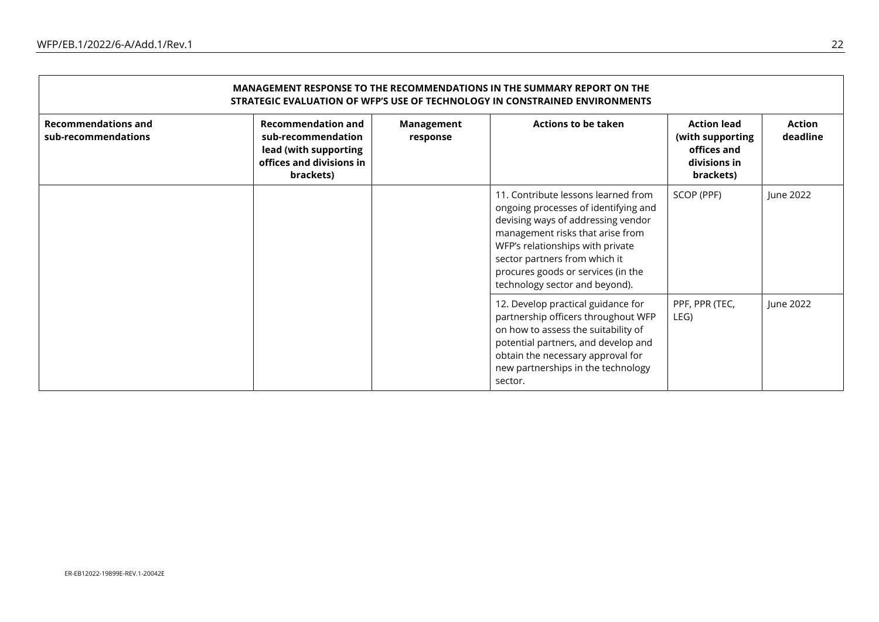| MANAGEMENT RESPONSE TO THE RECOMMENDATIONS IN THE SUMMARY REPORT ON THE STRATEGIC EVALUATION OF WFP'S USE OF TECHNOLOGY IN CONSTRAINED ENVIRONMENTS | | | | | |
|---|---|---|---|---|---|
| **Recommendations and sub-recommendations** | **Recommendation and sub-recommendation lead (with supporting offices and divisions in brackets)** | **Management response** | **Actions to be taken** | **Action lead (with supporting offices and divisions in brackets)** | **Action deadline** |
| | | | 11. Contribute lessons learned from ongoing processes of identifying and devising ways of addressing vendor management risks that arise from WFP's relationships with private sector partners from which it procures goods or services (in the technology sector and beyond). | SCOP (PPF) | June 2022 |
| | | | 12. Develop practical guidance for partnership officers throughout WFP on how to assess the suitability of potential partners, and develop and obtain the necessary approval for new partnerships in the technology sector. | PPF, PPR (TEC, LEG) | June 2022 |

ER-EB12022-19899E-REV.1-20042E